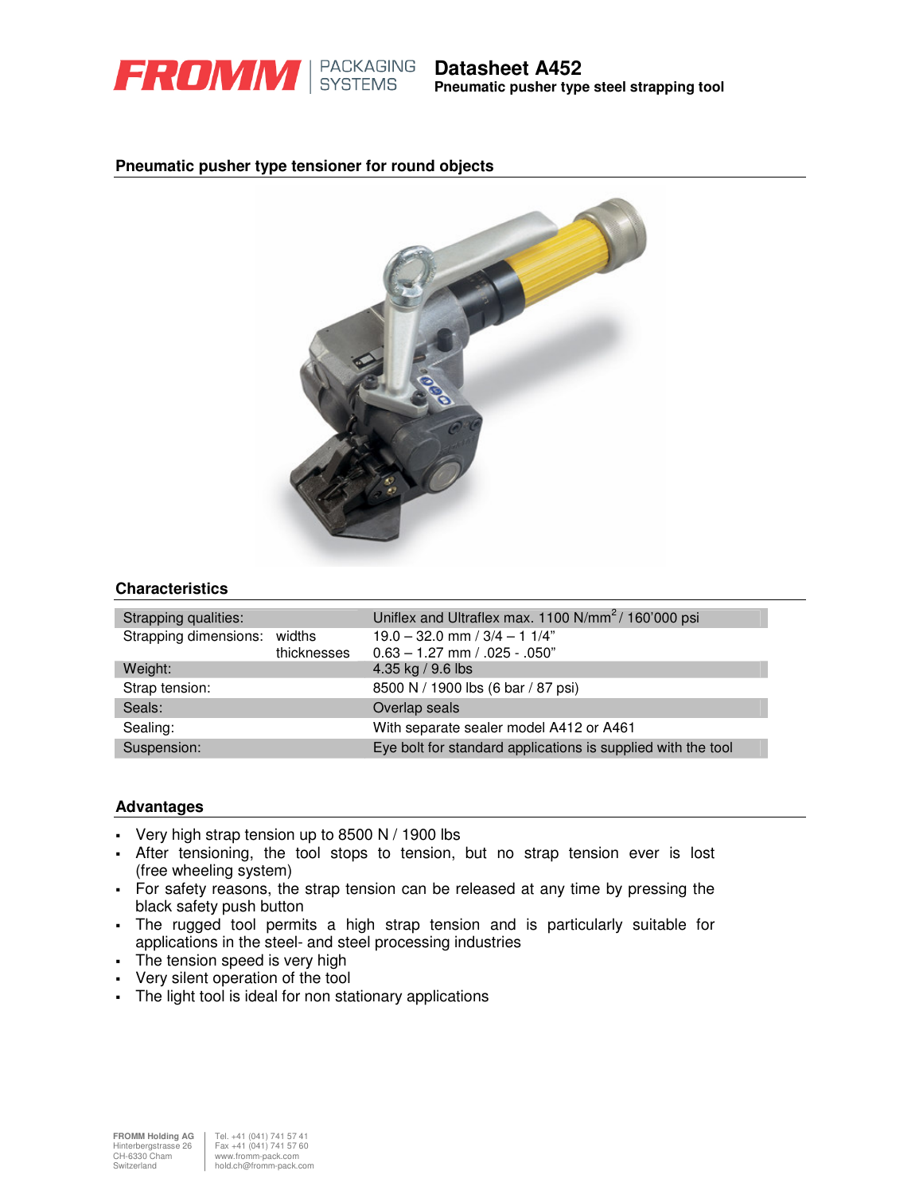# Datasheet A452

**Pneumatic pusher type steel strapping tool**

## Pneumatic pusher type tensioner for round objects

## Characteristics

| | | |
|---|---|---|
| Strapping qualities: | | Uniflex and Ultraflex max. 1100 N/mm$^2$ / 160'000 psi |
| Strapping dimensions: | widths | 19.0 – 32.0 mm / 3/4 – 1 1/4" |
| | thicknesses | 0.63 – 1.27 mm / .025 - .050" |
| Weight: | | 4.35 kg / 9.6 lbs |
| Strap tension: | | 8500 N / 1900 lbs (6 bar / 87 psi) |
| Seals: | | Overlap seals |
| Sealing: | | With separate sealer model A412 or A461 |
| Suspension: | | Eye bolt for standard applications is supplied with the tool |

## Advantages

- Very high strap tension up to 8500 N / 1900 lbs
- After tensioning, the tool stops to tension, but no strap tension ever is lost (free wheeling system)
- For safety reasons, the strap tension can be released at any time by pressing the black safety push button
- The rugged tool permits a high strap tension and is particularly suitable for applications in the steel- and steel processing industries
- The tension speed is very high
- Very silent operation of the tool
- The light tool is ideal for non stationary applications

**FROMM Holding AG**
Hinterbergstrasse 26
CH-6330 Cham
Switzerland

Tel. +41 (041) 741 57 41
Fax +41 (041) 741 57 60
www.fromm-pack.com
hold.ch@fromm-pack.com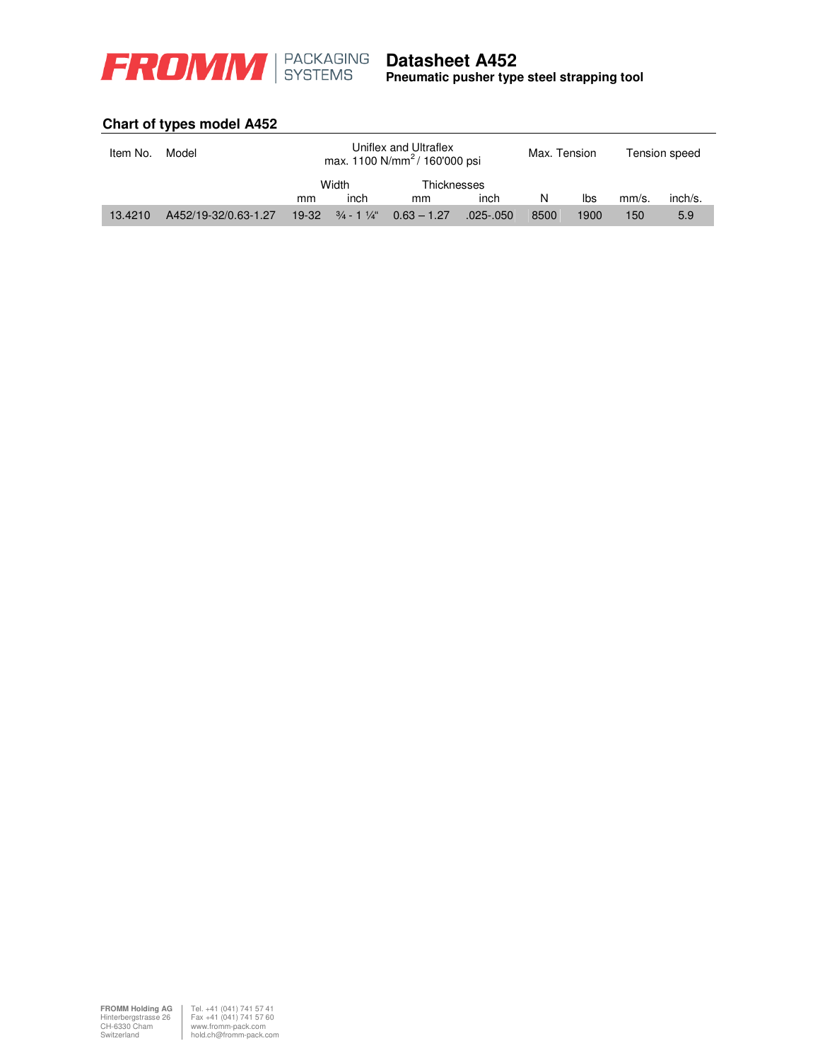# Datasheet A452

**Pneumatic pusher type steel strapping tool**

## Chart of types model A452

| Item No. | Model | Uniflex and Ultraflex max. 1100 N/mm$^2$ / 160'000 psi | | | | Max. Tension | | Tension speed | |
|---|---|---|---|---|---|---|---|---|---|
| | | Width | | Thicknesses | | | | | |
| | | mm | inch | mm | inch | N | lbs | mm/s. | inch/s. |
| 13.4210 | A452/19-32/0.63-1.27 | 19-32 | ¾ - 1 ¼" | 0.63 – 1.27 | .025-.050 | 8500 | 1900 | 150 | 5.9 |

**FROMM Holding AG**
Hinterbergstrasse 26
CH-6330 Cham
Switzerland

Tel. +41 (041) 741 57 41
Fax +41 (041) 741 57 60
www.fromm-pack.com
hold.ch@fromm-pack.com